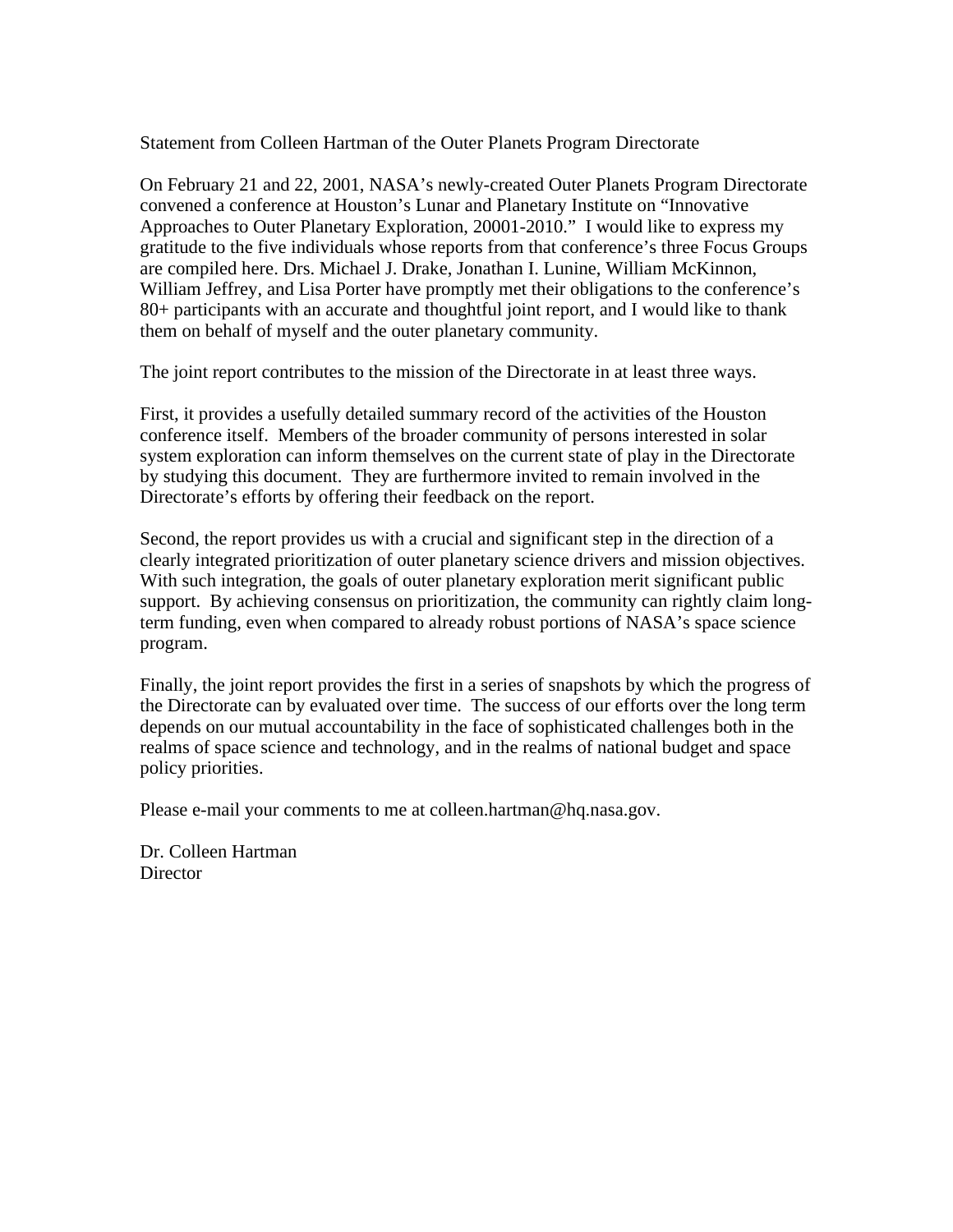Statement from Colleen Hartman of the Outer Planets Program Directorate

On February 21 and 22, 2001, NASA's newly-created Outer Planets Program Directorate convened a conference at Houston's Lunar and Planetary Institute on "Innovative Approaches to Outer Planetary Exploration, 20001-2010." I would like to express my gratitude to the five individuals whose reports from that conference's three Focus Groups are compiled here. Drs. Michael J. Drake, Jonathan I. Lunine, William McKinnon, William Jeffrey, and Lisa Porter have promptly met their obligations to the conference's 80+ participants with an accurate and thoughtful joint report, and I would like to thank them on behalf of myself and the outer planetary community.

The joint report contributes to the mission of the Directorate in at least three ways.

First, it provides a usefully detailed summary record of the activities of the Houston conference itself. Members of the broader community of persons interested in solar system exploration can inform themselves on the current state of play in the Directorate by studying this document. They are furthermore invited to remain involved in the Directorate's efforts by offering their feedback on the report.

Second, the report provides us with a crucial and significant step in the direction of a clearly integrated prioritization of outer planetary science drivers and mission objectives. With such integration, the goals of outer planetary exploration merit significant public support. By achieving consensus on prioritization, the community can rightly claim long-term funding, even when compared to already robust portions of NASA's space science program.

Finally, the joint report provides the first in a series of snapshots by which the progress of the Directorate can by evaluated over time. The success of our efforts over the long term depends on our mutual accountability in the face of sophisticated challenges both in the realms of space science and technology, and in the realms of national budget and space policy priorities.

Please e-mail your comments to me at colleen.hartman@hq.nasa.gov.

Dr. Colleen Hartman
Director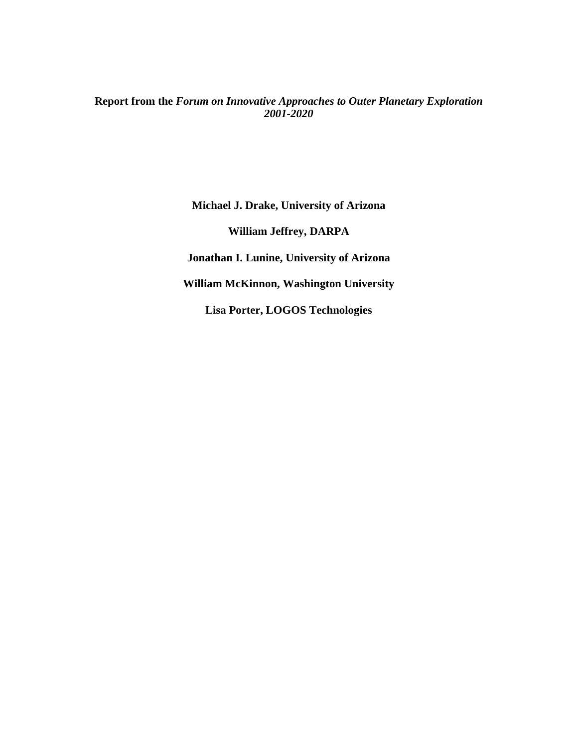**Report from the *Forum on Innovative Approaches to Outer Planetary Exploration 2001-2020***

**Michael J. Drake, University of Arizona**

**William Jeffrey, DARPA**

**Jonathan I. Lunine, University of Arizona**

**William McKinnon, Washington University**

**Lisa Porter, LOGOS Technologies**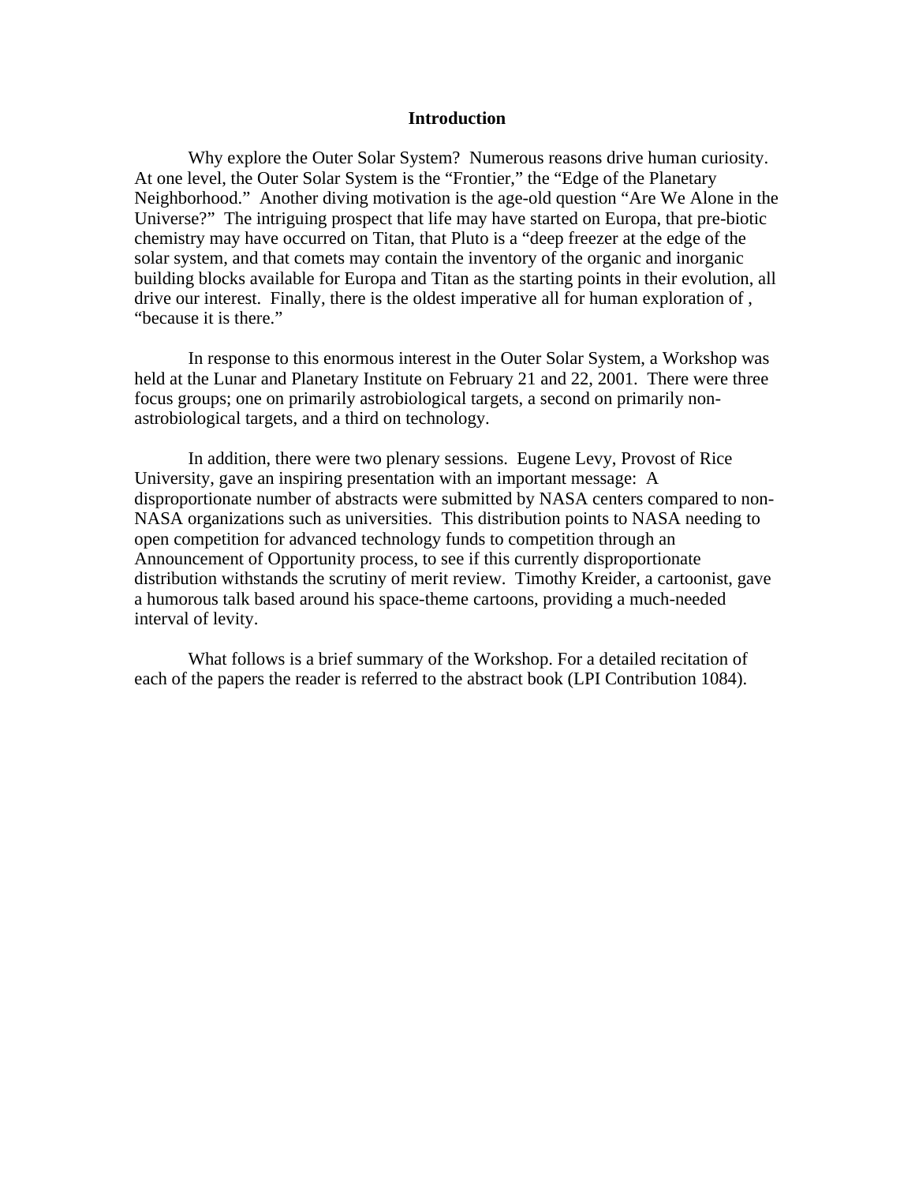## Introduction

Why explore the Outer Solar System? Numerous reasons drive human curiosity. At one level, the Outer Solar System is the "Frontier," the "Edge of the Planetary Neighborhood." Another diving motivation is the age-old question "Are We Alone in the Universe?" The intriguing prospect that life may have started on Europa, that pre-biotic chemistry may have occurred on Titan, that Pluto is a "deep freezer at the edge of the solar system, and that comets may contain the inventory of the organic and inorganic building blocks available for Europa and Titan as the starting points in their evolution, all drive our interest. Finally, there is the oldest imperative all for human exploration of , "because it is there."

In response to this enormous interest in the Outer Solar System, a Workshop was held at the Lunar and Planetary Institute on February 21 and 22, 2001. There were three focus groups; one on primarily astrobiological targets, a second on primarily non-astrobiological targets, and a third on technology.

In addition, there were two plenary sessions. Eugene Levy, Provost of Rice University, gave an inspiring presentation with an important message: A disproportionate number of abstracts were submitted by NASA centers compared to non-NASA organizations such as universities. This distribution points to NASA needing to open competition for advanced technology funds to competition through an Announcement of Opportunity process, to see if this currently disproportionate distribution withstands the scrutiny of merit review. Timothy Kreider, a cartoonist, gave a humorous talk based around his space-theme cartoons, providing a much-needed interval of levity.

What follows is a brief summary of the Workshop. For a detailed recitation of each of the papers the reader is referred to the abstract book (LPI Contribution 1084).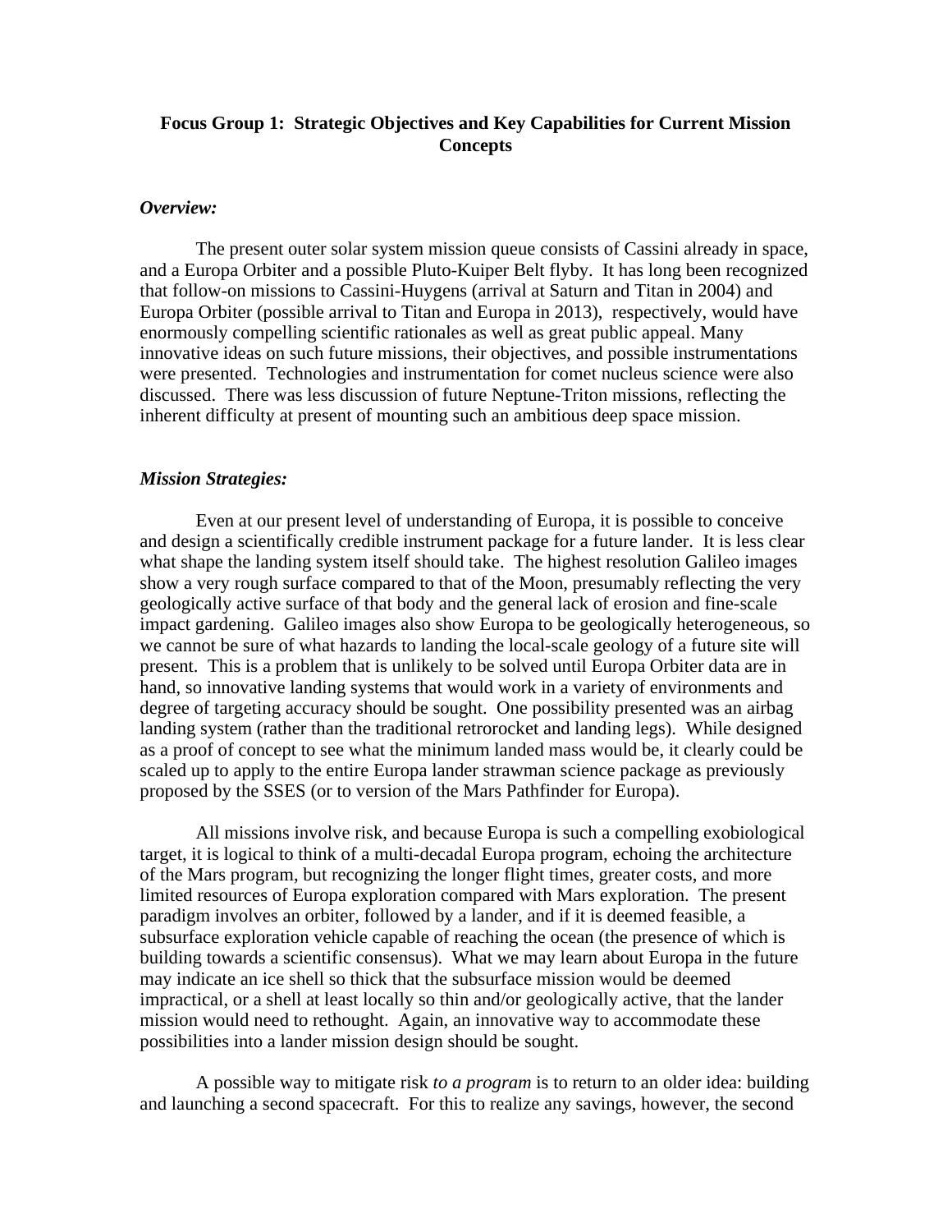## Focus Group 1: Strategic Objectives and Key Capabilities for Current Mission Concepts

### *Overview:*

The present outer solar system mission queue consists of Cassini already in space, and a Europa Orbiter and a possible Pluto-Kuiper Belt flyby. It has long been recognized that follow-on missions to Cassini-Huygens (arrival at Saturn and Titan in 2004) and Europa Orbiter (possible arrival to Titan and Europa in 2013), respectively, would have enormously compelling scientific rationales as well as great public appeal. Many innovative ideas on such future missions, their objectives, and possible instrumentations were presented. Technologies and instrumentation for comet nucleus science were also discussed. There was less discussion of future Neptune-Triton missions, reflecting the inherent difficulty at present of mounting such an ambitious deep space mission.

### *Mission Strategies:*

Even at our present level of understanding of Europa, it is possible to conceive and design a scientifically credible instrument package for a future lander. It is less clear what shape the landing system itself should take. The highest resolution Galileo images show a very rough surface compared to that of the Moon, presumably reflecting the very geologically active surface of that body and the general lack of erosion and fine-scale impact gardening. Galileo images also show Europa to be geologically heterogeneous, so we cannot be sure of what hazards to landing the local-scale geology of a future site will present. This is a problem that is unlikely to be solved until Europa Orbiter data are in hand, so innovative landing systems that would work in a variety of environments and degree of targeting accuracy should be sought. One possibility presented was an airbag landing system (rather than the traditional retrorocket and landing legs). While designed as a proof of concept to see what the minimum landed mass would be, it clearly could be scaled up to apply to the entire Europa lander strawman science package as previously proposed by the SSES (or to version of the Mars Pathfinder for Europa).

All missions involve risk, and because Europa is such a compelling exobiological target, it is logical to think of a multi-decadal Europa program, echoing the architecture of the Mars program, but recognizing the longer flight times, greater costs, and more limited resources of Europa exploration compared with Mars exploration. The present paradigm involves an orbiter, followed by a lander, and if it is deemed feasible, a subsurface exploration vehicle capable of reaching the ocean (the presence of which is building towards a scientific consensus). What we may learn about Europa in the future may indicate an ice shell so thick that the subsurface mission would be deemed impractical, or a shell at least locally so thin and/or geologically active, that the lander mission would need to rethought. Again, an innovative way to accommodate these possibilities into a lander mission design should be sought.

A possible way to mitigate risk *to a program* is to return to an older idea: building and launching a second spacecraft. For this to realize any savings, however, the second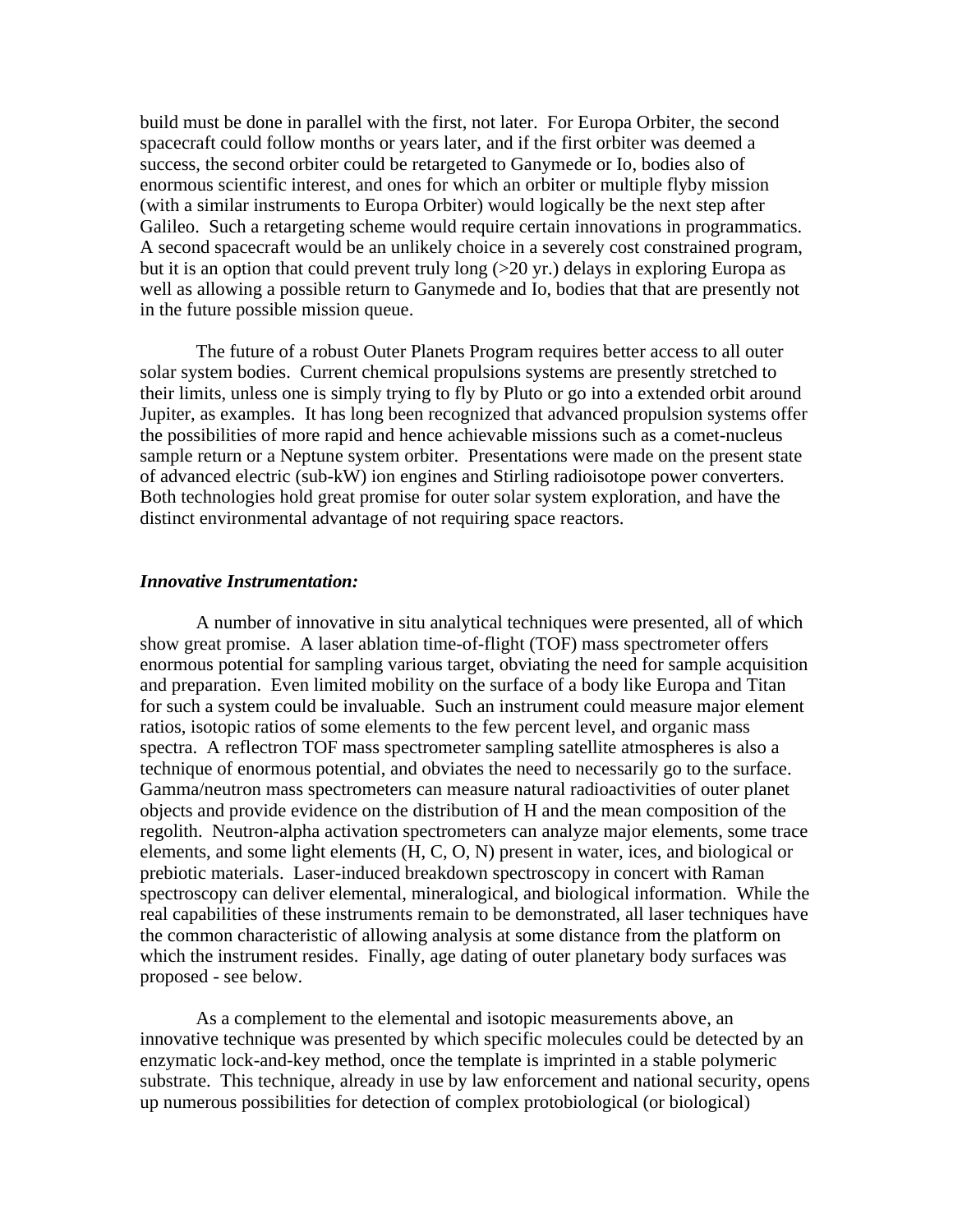build must be done in parallel with the first, not later. For Europa Orbiter, the second spacecraft could follow months or years later, and if the first orbiter was deemed a success, the second orbiter could be retargeted to Ganymede or Io, bodies also of enormous scientific interest, and ones for which an orbiter or multiple flyby mission (with a similar instruments to Europa Orbiter) would logically be the next step after Galileo. Such a retargeting scheme would require certain innovations in programmatics. A second spacecraft would be an unlikely choice in a severely cost constrained program, but it is an option that could prevent truly long (>20 yr.) delays in exploring Europa as well as allowing a possible return to Ganymede and Io, bodies that that are presently not in the future possible mission queue.

The future of a robust Outer Planets Program requires better access to all outer solar system bodies. Current chemical propulsions systems are presently stretched to their limits, unless one is simply trying to fly by Pluto or go into a extended orbit around Jupiter, as examples. It has long been recognized that advanced propulsion systems offer the possibilities of more rapid and hence achievable missions such as a comet-nucleus sample return or a Neptune system orbiter. Presentations were made on the present state of advanced electric (sub-kW) ion engines and Stirling radioisotope power converters. Both technologies hold great promise for outer solar system exploration, and have the distinct environmental advantage of not requiring space reactors.

***Innovative Instrumentation:***

A number of innovative in situ analytical techniques were presented, all of which show great promise. A laser ablation time-of-flight (TOF) mass spectrometer offers enormous potential for sampling various target, obviating the need for sample acquisition and preparation. Even limited mobility on the surface of a body like Europa and Titan for such a system could be invaluable. Such an instrument could measure major element ratios, isotopic ratios of some elements to the few percent level, and organic mass spectra. A reflectron TOF mass spectrometer sampling satellite atmospheres is also a technique of enormous potential, and obviates the need to necessarily go to the surface. Gamma/neutron mass spectrometers can measure natural radioactivities of outer planet objects and provide evidence on the distribution of H and the mean composition of the regolith. Neutron-alpha activation spectrometers can analyze major elements, some trace elements, and some light elements (H, C, O, N) present in water, ices, and biological or prebiotic materials. Laser-induced breakdown spectroscopy in concert with Raman spectroscopy can deliver elemental, mineralogical, and biological information. While the real capabilities of these instruments remain to be demonstrated, all laser techniques have the common characteristic of allowing analysis at some distance from the platform on which the instrument resides. Finally, age dating of outer planetary body surfaces was proposed - see below.

As a complement to the elemental and isotopic measurements above, an innovative technique was presented by which specific molecules could be detected by an enzymatic lock-and-key method, once the template is imprinted in a stable polymeric substrate. This technique, already in use by law enforcement and national security, opens up numerous possibilities for detection of complex protobiological (or biological)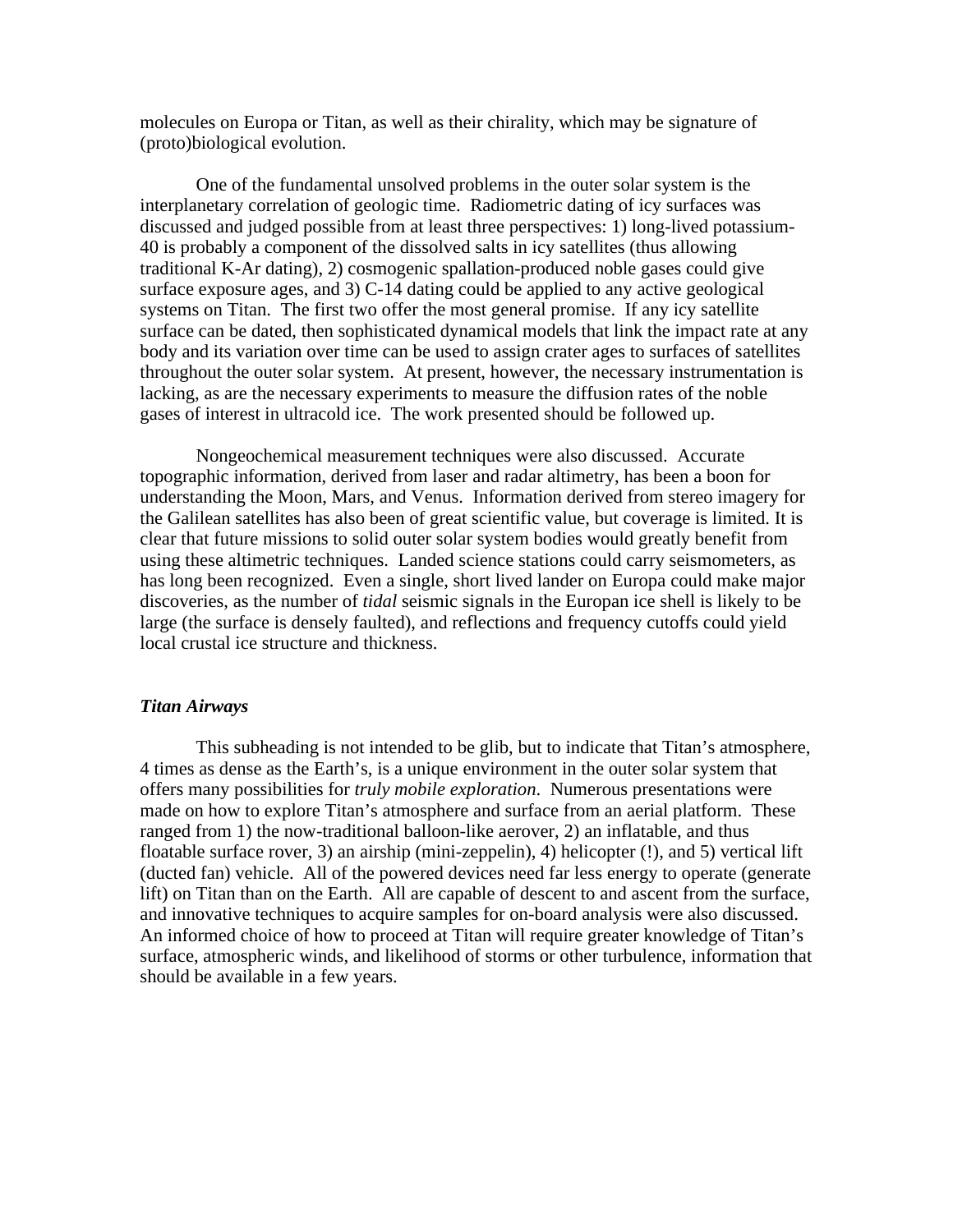molecules on Europa or Titan, as well as their chirality, which may be signature of (proto)biological evolution.

One of the fundamental unsolved problems in the outer solar system is the interplanetary correlation of geologic time. Radiometric dating of icy surfaces was discussed and judged possible from at least three perspectives: 1) long-lived potassium-40 is probably a component of the dissolved salts in icy satellites (thus allowing traditional K-Ar dating), 2) cosmogenic spallation-produced noble gases could give surface exposure ages, and 3) C-14 dating could be applied to any active geological systems on Titan. The first two offer the most general promise. If any icy satellite surface can be dated, then sophisticated dynamical models that link the impact rate at any body and its variation over time can be used to assign crater ages to surfaces of satellites throughout the outer solar system. At present, however, the necessary instrumentation is lacking, as are the necessary experiments to measure the diffusion rates of the noble gases of interest in ultracold ice. The work presented should be followed up.

Nongeochemical measurement techniques were also discussed. Accurate topographic information, derived from laser and radar altimetry, has been a boon for understanding the Moon, Mars, and Venus. Information derived from stereo imagery for the Galilean satellites has also been of great scientific value, but coverage is limited. It is clear that future missions to solid outer solar system bodies would greatly benefit from using these altimetric techniques. Landed science stations could carry seismometers, as has long been recognized. Even a single, short lived lander on Europa could make major discoveries, as the number of *tidal* seismic signals in the Europan ice shell is likely to be large (the surface is densely faulted), and reflections and frequency cutoffs could yield local crustal ice structure and thickness.

### *Titan Airways*

This subheading is not intended to be glib, but to indicate that Titan's atmosphere, 4 times as dense as the Earth's, is a unique environment in the outer solar system that offers many possibilities for *truly mobile exploration*. Numerous presentations were made on how to explore Titan's atmosphere and surface from an aerial platform. These ranged from 1) the now-traditional balloon-like aerover, 2) an inflatable, and thus floatable surface rover, 3) an airship (mini-zeppelin), 4) helicopter (!), and 5) vertical lift (ducted fan) vehicle. All of the powered devices need far less energy to operate (generate lift) on Titan than on the Earth. All are capable of descent to and ascent from the surface, and innovative techniques to acquire samples for on-board analysis were also discussed. An informed choice of how to proceed at Titan will require greater knowledge of Titan's surface, atmospheric winds, and likelihood of storms or other turbulence, information that should be available in a few years.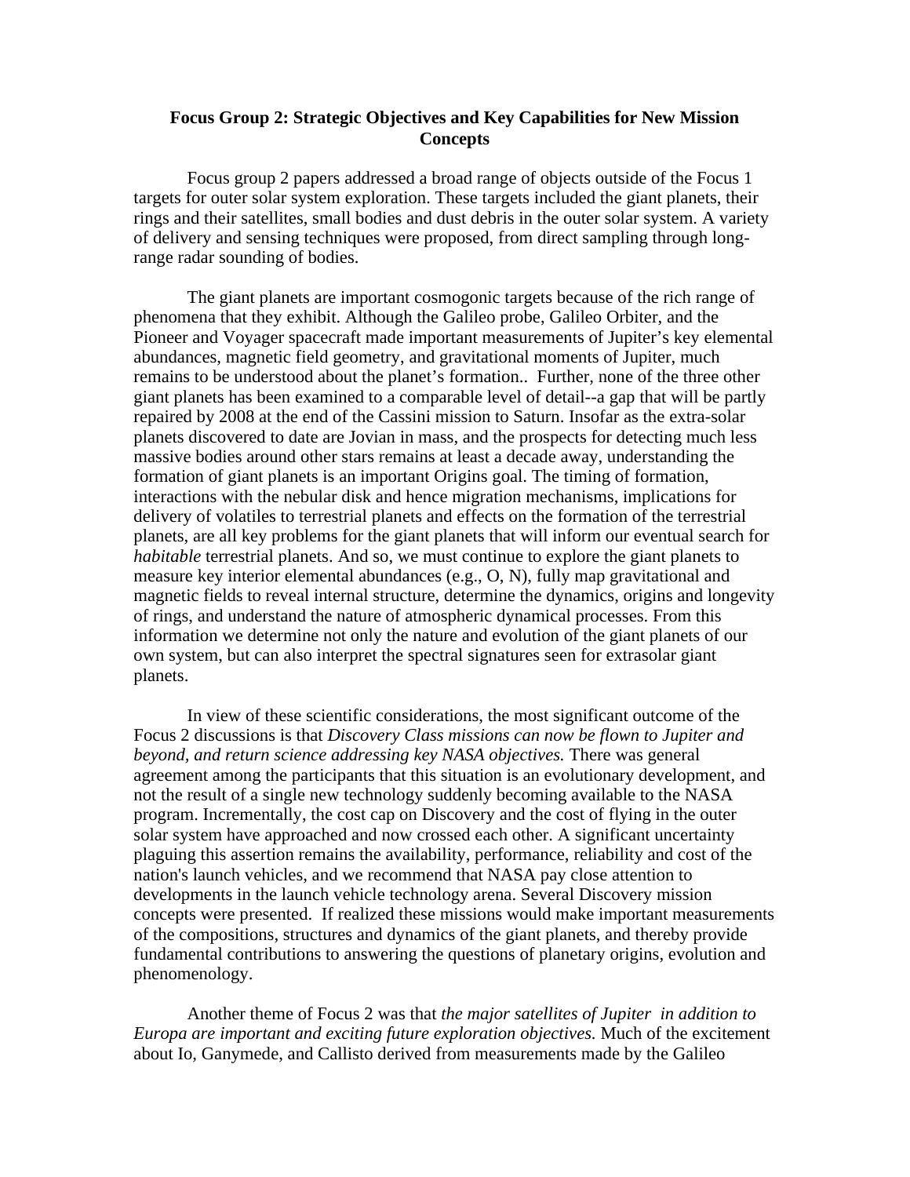### Focus Group 2: Strategic Objectives and Key Capabilities for New Mission Concepts

Focus group 2 papers addressed a broad range of objects outside of the Focus 1 targets for outer solar system exploration. These targets included the giant planets, their rings and their satellites, small bodies and dust debris in the outer solar system. A variety of delivery and sensing techniques were proposed, from direct sampling through long-range radar sounding of bodies.

The giant planets are important cosmogonic targets because of the rich range of phenomena that they exhibit. Although the Galileo probe, Galileo Orbiter, and the Pioneer and Voyager spacecraft made important measurements of Jupiter's key elemental abundances, magnetic field geometry, and gravitational moments of Jupiter, much remains to be understood about the planet's formation.. Further, none of the three other giant planets has been examined to a comparable level of detail--a gap that will be partly repaired by 2008 at the end of the Cassini mission to Saturn. Insofar as the extra-solar planets discovered to date are Jovian in mass, and the prospects for detecting much less massive bodies around other stars remains at least a decade away, understanding the formation of giant planets is an important Origins goal. The timing of formation, interactions with the nebular disk and hence migration mechanisms, implications for delivery of volatiles to terrestrial planets and effects on the formation of the terrestrial planets, are all key problems for the giant planets that will inform our eventual search for *habitable* terrestrial planets. And so, we must continue to explore the giant planets to measure key interior elemental abundances (e.g., O, N), fully map gravitational and magnetic fields to reveal internal structure, determine the dynamics, origins and longevity of rings, and understand the nature of atmospheric dynamical processes. From this information we determine not only the nature and evolution of the giant planets of our own system, but can also interpret the spectral signatures seen for extrasolar giant planets.

In view of these scientific considerations, the most significant outcome of the Focus 2 discussions is that *Discovery Class missions can now be flown to Jupiter and beyond, and return science addressing key NASA objectives.* There was general agreement among the participants that this situation is an evolutionary development, and not the result of a single new technology suddenly becoming available to the NASA program. Incrementally, the cost cap on Discovery and the cost of flying in the outer solar system have approached and now crossed each other. A significant uncertainty plaguing this assertion remains the availability, performance, reliability and cost of the nation's launch vehicles, and we recommend that NASA pay close attention to developments in the launch vehicle technology arena. Several Discovery mission concepts were presented. If realized these missions would make important measurements of the compositions, structures and dynamics of the giant planets, and thereby provide fundamental contributions to answering the questions of planetary origins, evolution and phenomenology.

Another theme of Focus 2 was that *the major satellites of Jupiter in addition to Europa are important and exciting future exploration objectives.* Much of the excitement about Io, Ganymede, and Callisto derived from measurements made by the Galileo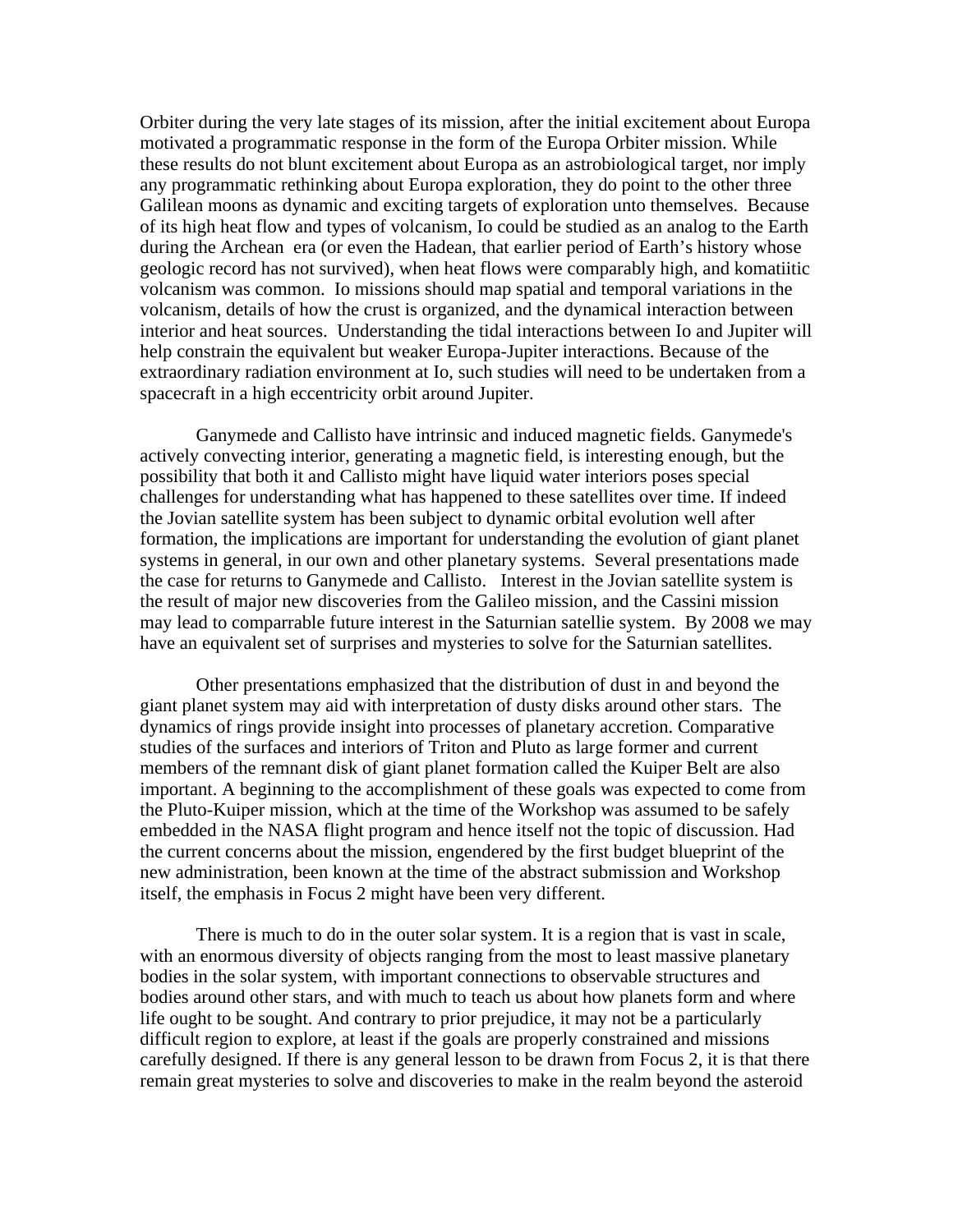Orbiter during the very late stages of its mission, after the initial excitement about Europa motivated a programmatic response in the form of the Europa Orbiter mission. While these results do not blunt excitement about Europa as an astrobiological target, nor imply any programmatic rethinking about Europa exploration, they do point to the other three Galilean moons as dynamic and exciting targets of exploration unto themselves. Because of its high heat flow and types of volcanism, Io could be studied as an analog to the Earth during the Archean era (or even the Hadean, that earlier period of Earth's history whose geologic record has not survived), when heat flows were comparably high, and komatiitic volcanism was common. Io missions should map spatial and temporal variations in the volcanism, details of how the crust is organized, and the dynamical interaction between interior and heat sources. Understanding the tidal interactions between Io and Jupiter will help constrain the equivalent but weaker Europa-Jupiter interactions. Because of the extraordinary radiation environment at Io, such studies will need to be undertaken from a spacecraft in a high eccentricity orbit around Jupiter.

Ganymede and Callisto have intrinsic and induced magnetic fields. Ganymede's actively convecting interior, generating a magnetic field, is interesting enough, but the possibility that both it and Callisto might have liquid water interiors poses special challenges for understanding what has happened to these satellites over time. If indeed the Jovian satellite system has been subject to dynamic orbital evolution well after formation, the implications are important for understanding the evolution of giant planet systems in general, in our own and other planetary systems. Several presentations made the case for returns to Ganymede and Callisto. Interest in the Jovian satellite system is the result of major new discoveries from the Galileo mission, and the Cassini mission may lead to comparrable future interest in the Saturnian satellie system. By 2008 we may have an equivalent set of surprises and mysteries to solve for the Saturnian satellites.

Other presentations emphasized that the distribution of dust in and beyond the giant planet system may aid with interpretation of dusty disks around other stars. The dynamics of rings provide insight into processes of planetary accretion. Comparative studies of the surfaces and interiors of Triton and Pluto as large former and current members of the remnant disk of giant planet formation called the Kuiper Belt are also important. A beginning to the accomplishment of these goals was expected to come from the Pluto-Kuiper mission, which at the time of the Workshop was assumed to be safely embedded in the NASA flight program and hence itself not the topic of discussion. Had the current concerns about the mission, engendered by the first budget blueprint of the new administration, been known at the time of the abstract submission and Workshop itself, the emphasis in Focus 2 might have been very different.

There is much to do in the outer solar system. It is a region that is vast in scale, with an enormous diversity of objects ranging from the most to least massive planetary bodies in the solar system, with important connections to observable structures and bodies around other stars, and with much to teach us about how planets form and where life ought to be sought. And contrary to prior prejudice, it may not be a particularly difficult region to explore, at least if the goals are properly constrained and missions carefully designed. If there is any general lesson to be drawn from Focus 2, it is that there remain great mysteries to solve and discoveries to make in the realm beyond the asteroid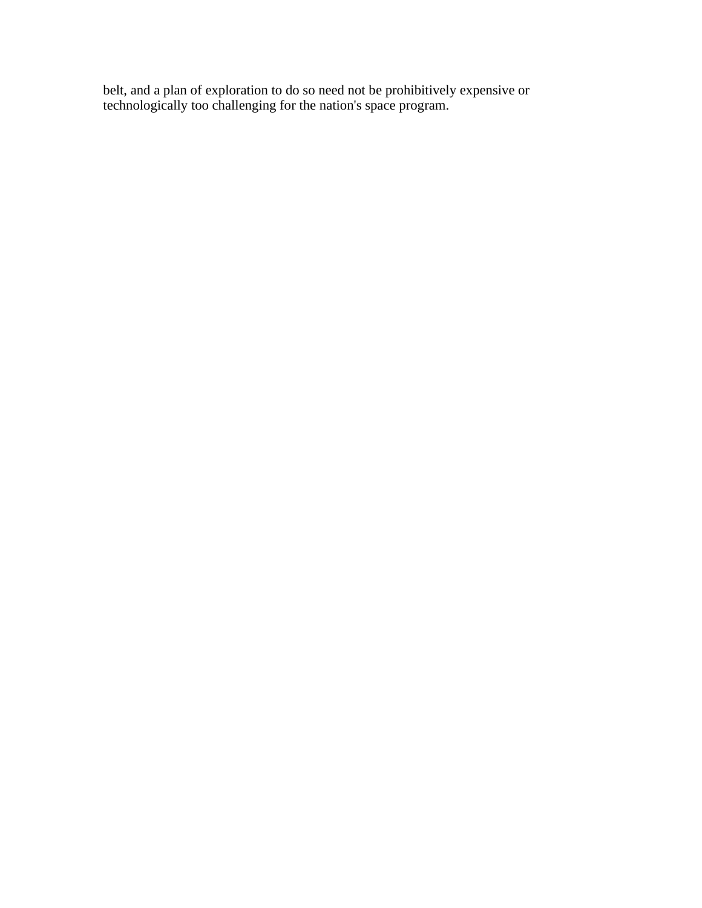belt, and a plan of exploration to do so need not be prohibitively expensive or technologically too challenging for the nation's space program.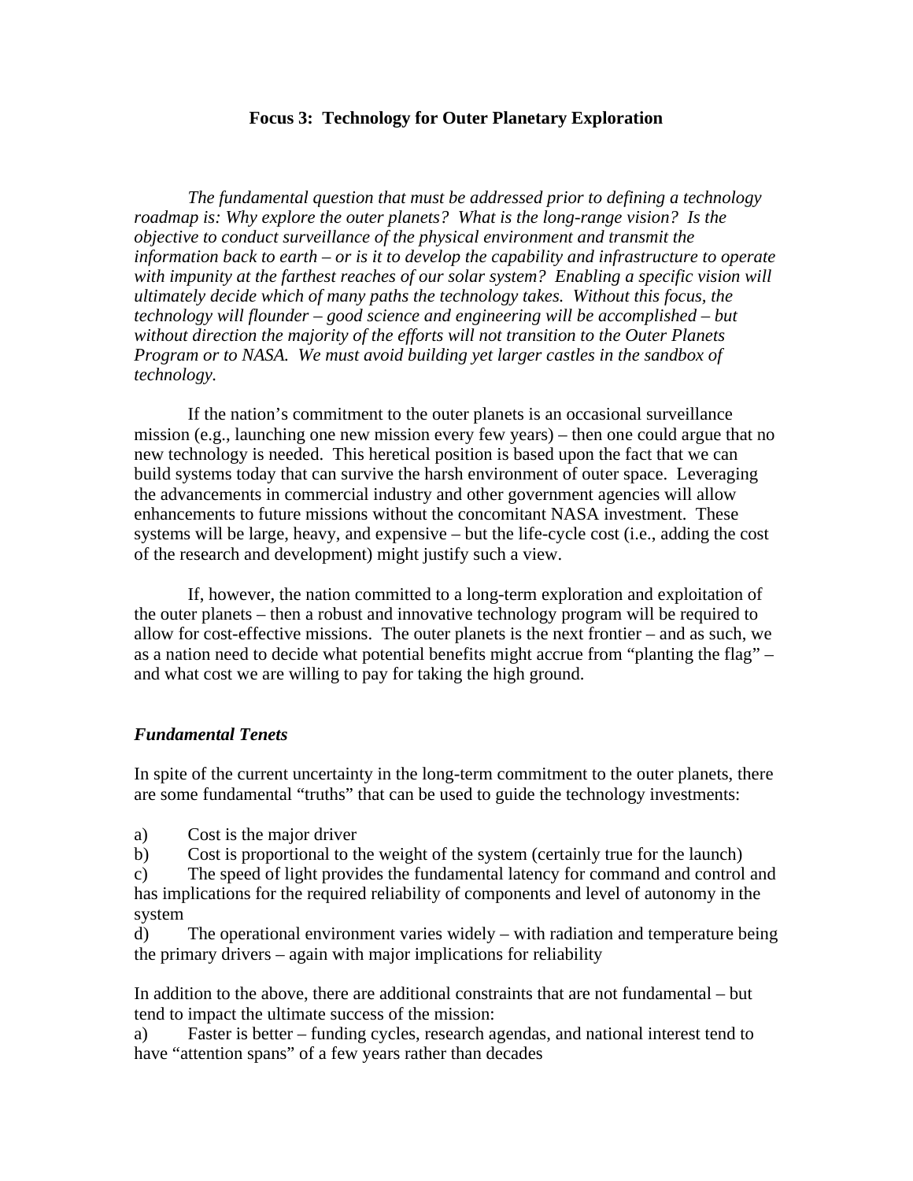## Focus 3: Technology for Outer Planetary Exploration

*The fundamental question that must be addressed prior to defining a technology roadmap is: Why explore the outer planets? What is the long-range vision? Is the objective to conduct surveillance of the physical environment and transmit the information back to earth – or is it to develop the capability and infrastructure to operate with impunity at the farthest reaches of our solar system? Enabling a specific vision will ultimately decide which of many paths the technology takes. Without this focus, the technology will flounder – good science and engineering will be accomplished – but without direction the majority of the efforts will not transition to the Outer Planets Program or to NASA. We must avoid building yet larger castles in the sandbox of technology.*

If the nation's commitment to the outer planets is an occasional surveillance mission (e.g., launching one new mission every few years) – then one could argue that no new technology is needed. This heretical position is based upon the fact that we can build systems today that can survive the harsh environment of outer space. Leveraging the advancements in commercial industry and other government agencies will allow enhancements to future missions without the concomitant NASA investment. These systems will be large, heavy, and expensive – but the life-cycle cost (i.e., adding the cost of the research and development) might justify such a view.

If, however, the nation committed to a long-term exploration and exploitation of the outer planets – then a robust and innovative technology program will be required to allow for cost-effective missions. The outer planets is the next frontier – and as such, we as a nation need to decide what potential benefits might accrue from "planting the flag" – and what cost we are willing to pay for taking the high ground.

### *Fundamental Tenets*

In spite of the current uncertainty in the long-term commitment to the outer planets, there are some fundamental "truths" that can be used to guide the technology investments:

a) Cost is the major driver
b) Cost is proportional to the weight of the system (certainly true for the launch)
c) The speed of light provides the fundamental latency for command and control and has implications for the required reliability of components and level of autonomy in the system
d) The operational environment varies widely – with radiation and temperature being the primary drivers – again with major implications for reliability

In addition to the above, there are additional constraints that are not fundamental – but tend to impact the ultimate success of the mission:
a) Faster is better – funding cycles, research agendas, and national interest tend to have "attention spans" of a few years rather than decades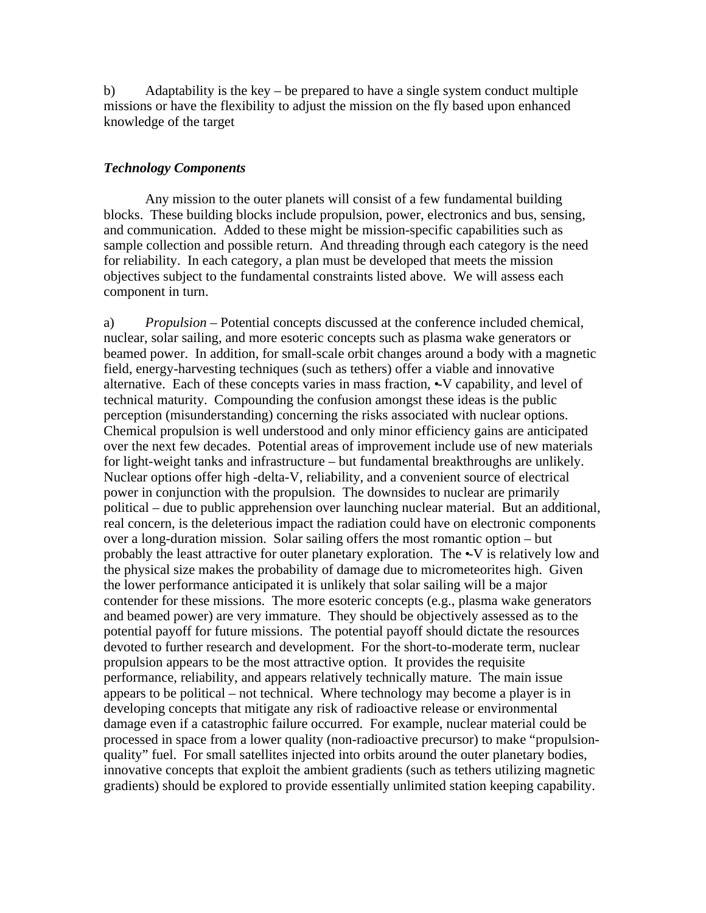b) Adaptability is the key – be prepared to have a single system conduct multiple missions or have the flexibility to adjust the mission on the fly based upon enhanced knowledge of the target

***Technology Components***

Any mission to the outer planets will consist of a few fundamental building blocks. These building blocks include propulsion, power, electronics and bus, sensing, and communication. Added to these might be mission-specific capabilities such as sample collection and possible return. And threading through each category is the need for reliability. In each category, a plan must be developed that meets the mission objectives subject to the fundamental constraints listed above. We will assess each component in turn.

a) *Propulsion* – Potential concepts discussed at the conference included chemical, nuclear, solar sailing, and more esoteric concepts such as plasma wake generators or beamed power. In addition, for small-scale orbit changes around a body with a magnetic field, energy-harvesting techniques (such as tethers) offer a viable and innovative alternative. Each of these concepts varies in mass fraction, •V capability, and level of technical maturity. Compounding the confusion amongst these ideas is the public perception (misunderstanding) concerning the risks associated with nuclear options. Chemical propulsion is well understood and only minor efficiency gains are anticipated over the next few decades. Potential areas of improvement include use of new materials for light-weight tanks and infrastructure – but fundamental breakthroughs are unlikely. Nuclear options offer high -delta-V, reliability, and a convenient source of electrical power in conjunction with the propulsion. The downsides to nuclear are primarily political – due to public apprehension over launching nuclear material. But an additional, real concern, is the deleterious impact the radiation could have on electronic components over a long-duration mission. Solar sailing offers the most romantic option – but probably the least attractive for outer planetary exploration. The •V is relatively low and the physical size makes the probability of damage due to micrometeorites high. Given the lower performance anticipated it is unlikely that solar sailing will be a major contender for these missions. The more esoteric concepts (e.g., plasma wake generators and beamed power) are very immature. They should be objectively assessed as to the potential payoff for future missions. The potential payoff should dictate the resources devoted to further research and development. For the short-to-moderate term, nuclear propulsion appears to be the most attractive option. It provides the requisite performance, reliability, and appears relatively technically mature. The main issue appears to be political – not technical. Where technology may become a player is in developing concepts that mitigate any risk of radioactive release or environmental damage even if a catastrophic failure occurred. For example, nuclear material could be processed in space from a lower quality (non-radioactive precursor) to make "propulsion-quality" fuel. For small satellites injected into orbits around the outer planetary bodies, innovative concepts that exploit the ambient gradients (such as tethers utilizing magnetic gradients) should be explored to provide essentially unlimited station keeping capability.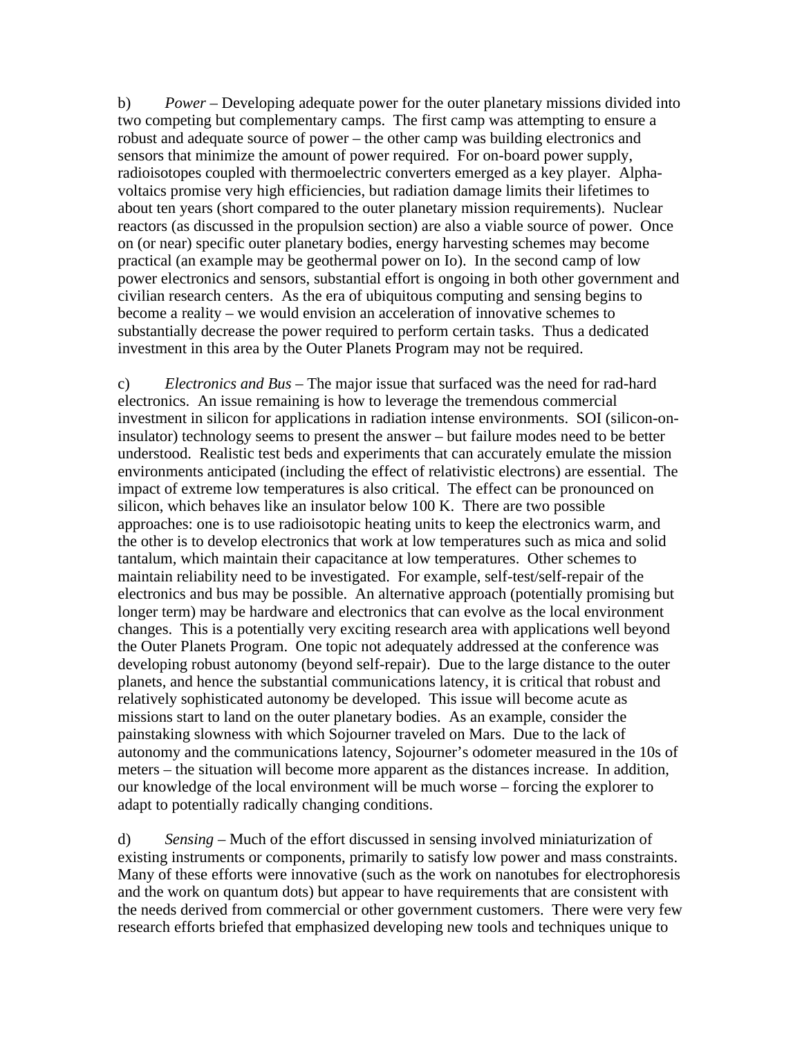b) *Power* – Developing adequate power for the outer planetary missions divided into two competing but complementary camps. The first camp was attempting to ensure a robust and adequate source of power – the other camp was building electronics and sensors that minimize the amount of power required. For on-board power supply, radioisotopes coupled with thermoelectric converters emerged as a key player. Alpha-voltaics promise very high efficiencies, but radiation damage limits their lifetimes to about ten years (short compared to the outer planetary mission requirements). Nuclear reactors (as discussed in the propulsion section) are also a viable source of power. Once on (or near) specific outer planetary bodies, energy harvesting schemes may become practical (an example may be geothermal power on Io). In the second camp of low power electronics and sensors, substantial effort is ongoing in both other government and civilian research centers. As the era of ubiquitous computing and sensing begins to become a reality – we would envision an acceleration of innovative schemes to substantially decrease the power required to perform certain tasks. Thus a dedicated investment in this area by the Outer Planets Program may not be required.

c) *Electronics and Bus* – The major issue that surfaced was the need for rad-hard electronics. An issue remaining is how to leverage the tremendous commercial investment in silicon for applications in radiation intense environments. SOI (silicon-on-insulator) technology seems to present the answer – but failure modes need to be better understood. Realistic test beds and experiments that can accurately emulate the mission environments anticipated (including the effect of relativistic electrons) are essential. The impact of extreme low temperatures is also critical. The effect can be pronounced on silicon, which behaves like an insulator below 100 K. There are two possible approaches: one is to use radioisotopic heating units to keep the electronics warm, and the other is to develop electronics that work at low temperatures such as mica and solid tantalum, which maintain their capacitance at low temperatures. Other schemes to maintain reliability need to be investigated. For example, self-test/self-repair of the electronics and bus may be possible. An alternative approach (potentially promising but longer term) may be hardware and electronics that can evolve as the local environment changes. This is a potentially very exciting research area with applications well beyond the Outer Planets Program. One topic not adequately addressed at the conference was developing robust autonomy (beyond self-repair). Due to the large distance to the outer planets, and hence the substantial communications latency, it is critical that robust and relatively sophisticated autonomy be developed. This issue will become acute as missions start to land on the outer planetary bodies. As an example, consider the painstaking slowness with which Sojourner traveled on Mars. Due to the lack of autonomy and the communications latency, Sojourner's odometer measured in the 10s of meters – the situation will become more apparent as the distances increase. In addition, our knowledge of the local environment will be much worse – forcing the explorer to adapt to potentially radically changing conditions.

d) *Sensing* – Much of the effort discussed in sensing involved miniaturization of existing instruments or components, primarily to satisfy low power and mass constraints. Many of these efforts were innovative (such as the work on nanotubes for electrophoresis and the work on quantum dots) but appear to have requirements that are consistent with the needs derived from commercial or other government customers. There were very few research efforts briefed that emphasized developing new tools and techniques unique to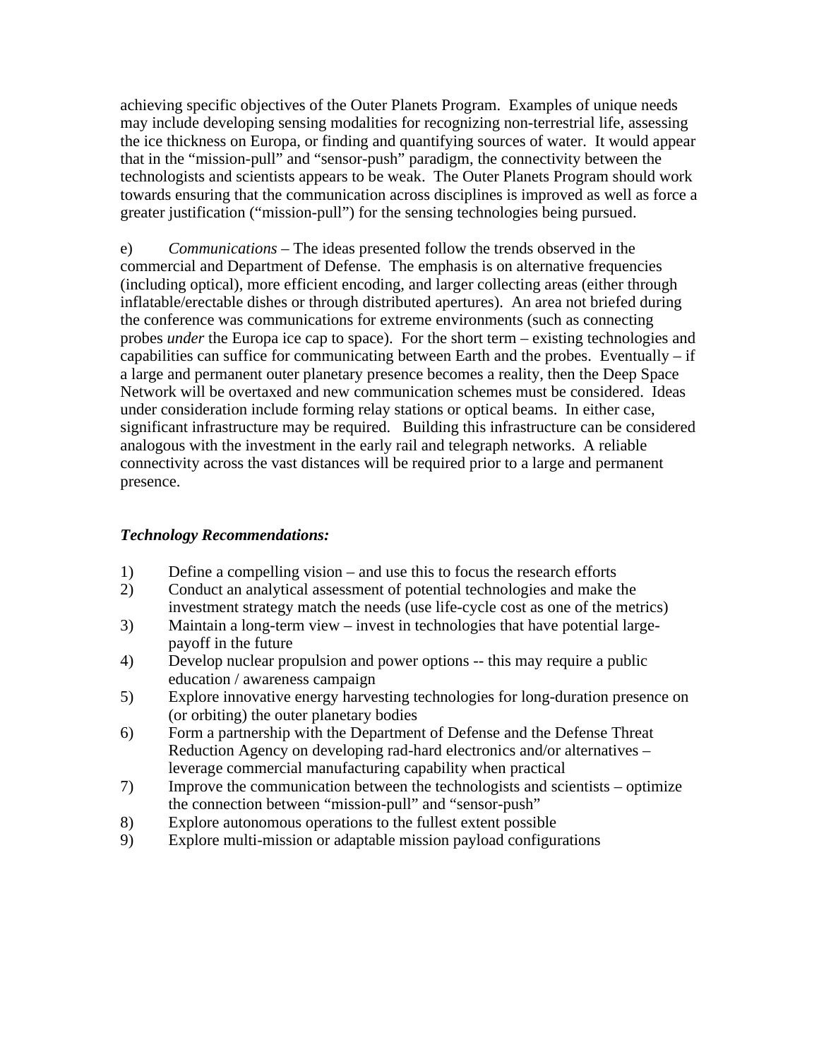achieving specific objectives of the Outer Planets Program. Examples of unique needs may include developing sensing modalities for recognizing non-terrestrial life, assessing the ice thickness on Europa, or finding and quantifying sources of water. It would appear that in the "mission-pull" and "sensor-push" paradigm, the connectivity between the technologists and scientists appears to be weak. The Outer Planets Program should work towards ensuring that the communication across disciplines is improved as well as force a greater justification ("mission-pull") for the sensing technologies being pursued.

e) *Communications* – The ideas presented follow the trends observed in the commercial and Department of Defense. The emphasis is on alternative frequencies (including optical), more efficient encoding, and larger collecting areas (either through inflatable/erectable dishes or through distributed apertures). An area not briefed during the conference was communications for extreme environments (such as connecting probes *under* the Europa ice cap to space). For the short term – existing technologies and capabilities can suffice for communicating between Earth and the probes. Eventually – if a large and permanent outer planetary presence becomes a reality, then the Deep Space Network will be overtaxed and new communication schemes must be considered. Ideas under consideration include forming relay stations or optical beams. In either case, significant infrastructure may be required. Building this infrastructure can be considered analogous with the investment in the early rail and telegraph networks. A reliable connectivity across the vast distances will be required prior to a large and permanent presence.

***Technology Recommendations:***

1) Define a compelling vision – and use this to focus the research efforts
2) Conduct an analytical assessment of potential technologies and make the investment strategy match the needs (use life-cycle cost as one of the metrics)
3) Maintain a long-term view – invest in technologies that have potential large-payoff in the future
4) Develop nuclear propulsion and power options -- this may require a public education / awareness campaign
5) Explore innovative energy harvesting technologies for long-duration presence on (or orbiting) the outer planetary bodies
6) Form a partnership with the Department of Defense and the Defense Threat Reduction Agency on developing rad-hard electronics and/or alternatives – leverage commercial manufacturing capability when practical
7) Improve the communication between the technologists and scientists – optimize the connection between "mission-pull" and "sensor-push"
8) Explore autonomous operations to the fullest extent possible
9) Explore multi-mission or adaptable mission payload configurations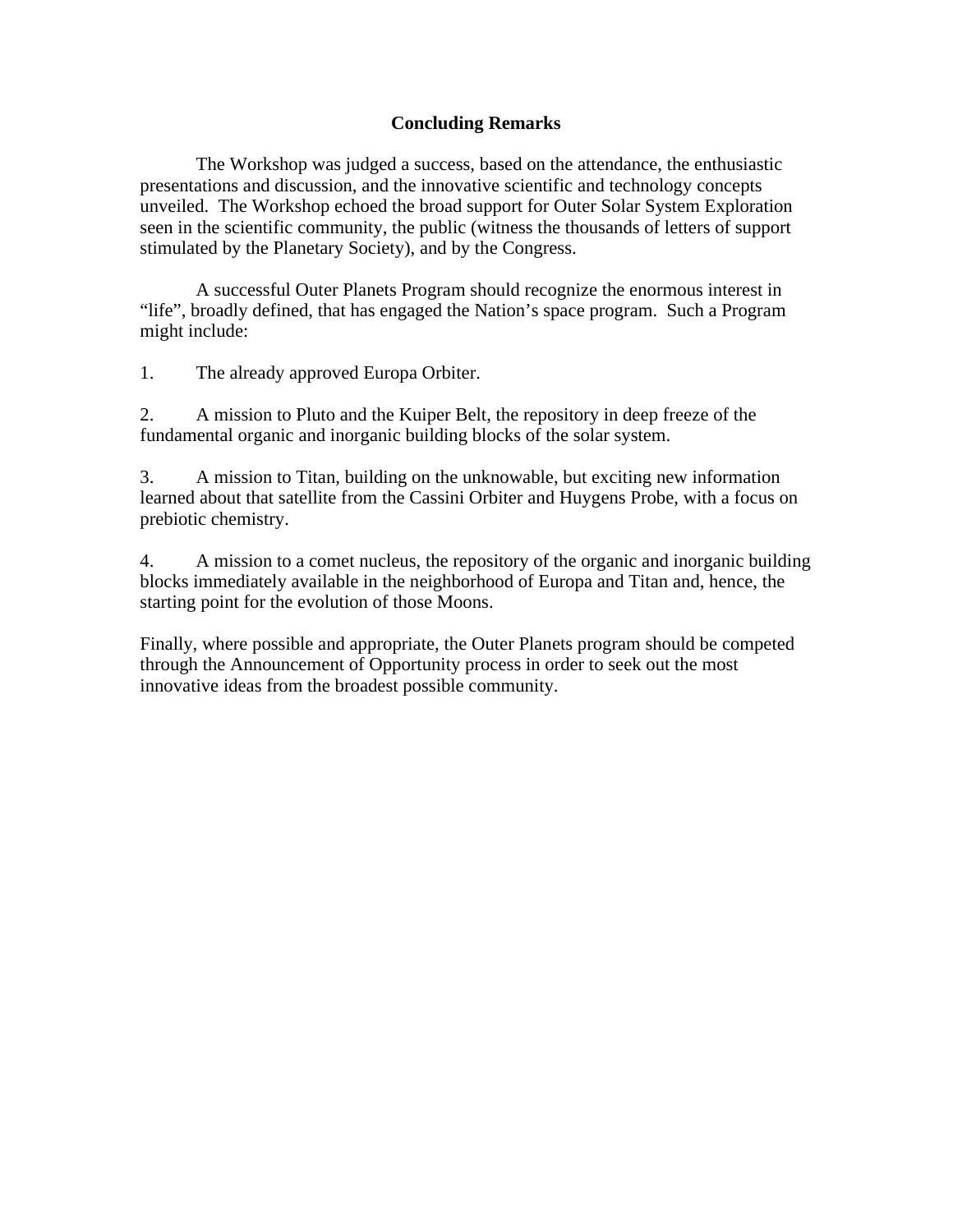## Concluding Remarks

The Workshop was judged a success, based on the attendance, the enthusiastic presentations and discussion, and the innovative scientific and technology concepts unveiled. The Workshop echoed the broad support for Outer Solar System Exploration seen in the scientific community, the public (witness the thousands of letters of support stimulated by the Planetary Society), and by the Congress.

A successful Outer Planets Program should recognize the enormous interest in "life", broadly defined, that has engaged the Nation's space program. Such a Program might include:

1. The already approved Europa Orbiter.

2. A mission to Pluto and the Kuiper Belt, the repository in deep freeze of the fundamental organic and inorganic building blocks of the solar system.

3. A mission to Titan, building on the unknowable, but exciting new information learned about that satellite from the Cassini Orbiter and Huygens Probe, with a focus on prebiotic chemistry.

4. A mission to a comet nucleus, the repository of the organic and inorganic building blocks immediately available in the neighborhood of Europa and Titan and, hence, the starting point for the evolution of those Moons.

Finally, where possible and appropriate, the Outer Planets program should be competed through the Announcement of Opportunity process in order to seek out the most innovative ideas from the broadest possible community.